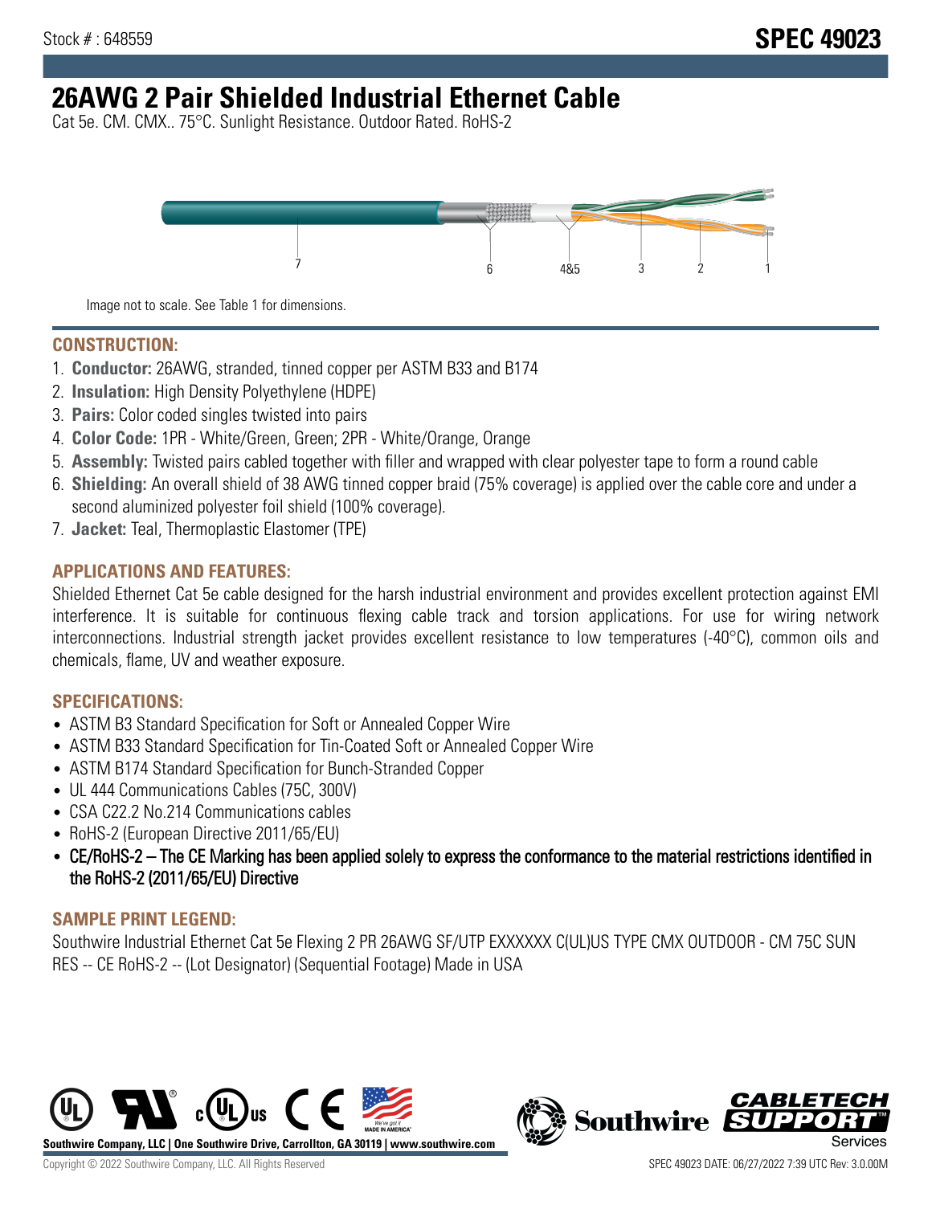Stock # : 648559

**SPEC 49023**

# 26AWG 2 Pair Shielded Industrial Ethernet Cable

Cat 5e. CM. CMX.. 75°C. Sunlight Resistance. Outdoor Rated. RoHS-2

7 6 4&5 3 2 1

Image not to scale. See Table 1 for dimensions.

## CONSTRUCTION:

1. **Conductor:** 26AWG, stranded, tinned copper per ASTM B33 and B174
2. **Insulation:** High Density Polyethylene (HDPE)
3. **Pairs:** Color coded singles twisted into pairs
4. **Color Code:** 1PR - White/Green, Green; 2PR - White/Orange, Orange
5. **Assembly:** Twisted pairs cabled together with filler and wrapped with clear polyester tape to form a round cable
6. **Shielding:** An overall shield of 38 AWG tinned copper braid (75% coverage) is applied over the cable core and under a second aluminized polyester foil shield (100% coverage).
7. **Jacket:** Teal, Thermoplastic Elastomer (TPE)

## APPLICATIONS AND FEATURES:

Shielded Ethernet Cat 5e cable designed for the harsh industrial environment and provides excellent protection against EMI interference. It is suitable for continuous flexing cable track and torsion applications. For use for wiring network interconnections. Industrial strength jacket provides excellent resistance to low temperatures (-40°C), common oils and chemicals, flame, UV and weather exposure.

## SPECIFICATIONS:

- ASTM B3 Standard Specification for Soft or Annealed Copper Wire
- ASTM B33 Standard Specification for Tin-Coated Soft or Annealed Copper Wire
- ASTM B174 Standard Specification for Bunch-Stranded Copper
- UL 444 Communications Cables (75C, 300V)
- CSA C22.2 No.214 Communications cables
- RoHS-2 (European Directive 2011/65/EU)
- CE/RoHS-2 – The CE Marking has been applied solely to express the conformance to the material restrictions identified in the RoHS-2 (2011/65/EU) Directive

## SAMPLE PRINT LEGEND:

Southwire Industrial Ethernet Cat 5e Flexing 2 PR 26AWG SF/UTP EXXXXXX C(UL)US TYPE CMX OUTDOOR - CM 75C SUN RES -- CE RoHS-2 -- (Lot Designator) (Sequential Footage) Made in USA

Southwire Company, LLC | One Southwire Drive, Carrollton, GA 30119 | www.southwire.com

Copyright © 2022 Southwire Company, LLC. All Rights Reserved

SPEC 49023 DATE: 06/27/2022 7:39 UTC Rev: 3.0.00M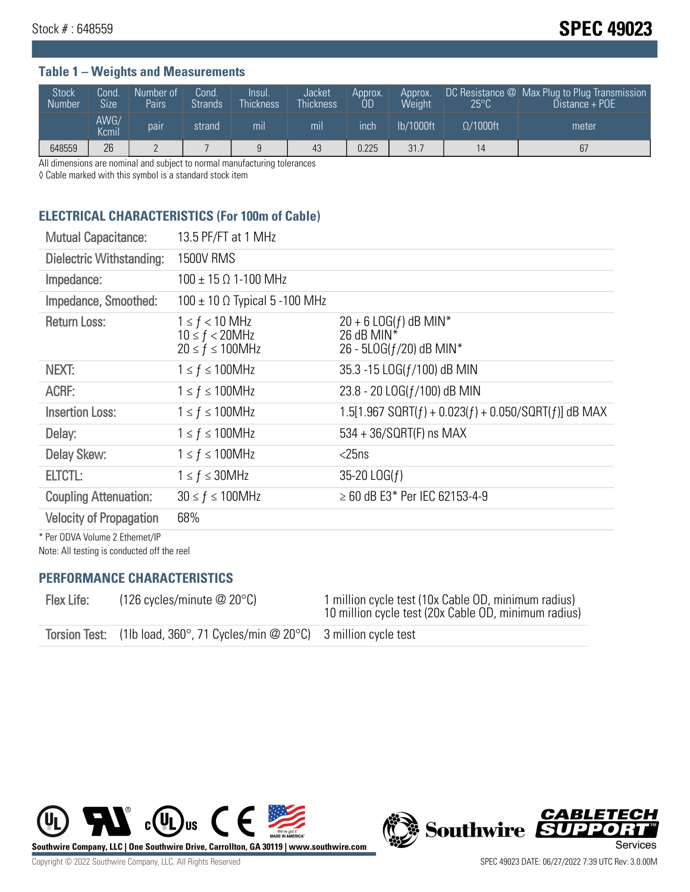Stock # : 648559

# SPEC 49023

## Table 1 – Weights and Measurements

| Stock Number | Cond. Size | Number of Pairs | Cond. Strands | Insul. Thickness | Jacket Thickness | Approx. OD | Approx. Weight | DC Resistance @ 25°C | Max Plug to Plug Transmission Distance + POE |
|---|---|---|---|---|---|---|---|---|---|
| | AWG/ Kcmil | pair | strand | mil | mil | inch | lb/1000ft | Ω/1000ft | meter |
| 648559 | 26 | 2 | 7 | 9 | 43 | 0.225 | 31.7 | 14 | 67 |

All dimensions are nominal and subject to normal manufacturing tolerances

◊ Cable marked with this symbol is a standard stock item

## ELECTRICAL CHARACTERISTICS (For 100m of Cable)

| | | |
|---|---|---|
| Mutual Capacitance: | 13.5 PF/FT at 1 MHz | |
| Dielectric Withstanding: | 1500V RMS | |
| Impedance: | 100 ± 15 Ω 1-100 MHz | |
| Impedance, Smoothed: | 100 ± 10 Ω Typical 5 -100 MHz | |
| Return Loss: | $1 \leq f < 10$ MHz<br>$10 \leq f < 20$MHz<br>$20 \leq f \leq 100$MHz | 20 + 6 LOG($f$) dB MIN*<br>26 dB MIN*<br>26 - 5LOG($f$/20) dB MIN* |
| NEXT: | $1 \leq f \leq 100$MHz | 35.3 -15 LOG($f$/100) dB MIN |
| ACRF: | $1 \leq f \leq 100$MHz | 23.8 - 20 LOG($f$/100) dB MIN |
| Insertion Loss: | $1 \leq f \leq 100$MHz | 1.5[1.967 SQRT($f$) + 0.023($f$) + 0.050/SQRT($f$)] dB MAX |
| Delay: | $1 \leq f \leq 100$MHz | 534 + 36/SQRT(F) ns MAX |
| Delay Skew: | $1 \leq f \leq 100$MHz | <25ns |
| ELTCTL: | $1 \leq f \leq 30$MHz | 35-20 LOG($f$) |
| Coupling Attenuation: | $30 \leq f \leq 100$MHz | ≥ 60 dB E3* Per IEC 62153-4-9 |
| Velocity of Propagation | 68% | |

\* Per ODVA Volume 2 Ethernet/IP

Note: All testing is conducted off the reel

## PERFORMANCE CHARACTERISTICS

| | | |
|---|---|---|
| Flex Life: | (126 cycles/minute @ 20°C) | 1 million cycle test (10x Cable OD, minimum radius)<br>10 million cycle test (20x Cable OD, minimum radius) |
| Torsion Test: | (1lb load, 360°, 71 Cycles/min @ 20°C) | 3 million cycle test |

Southwire Company, LLC | One Southwire Drive, Carrollton, GA 30119 | www.southwire.com

Copyright © 2022 Southwire Company, LLC. All Rights Reserved

SPEC 49023 DATE: 06/27/2022 7:39 UTC Rev: 3.0.00M